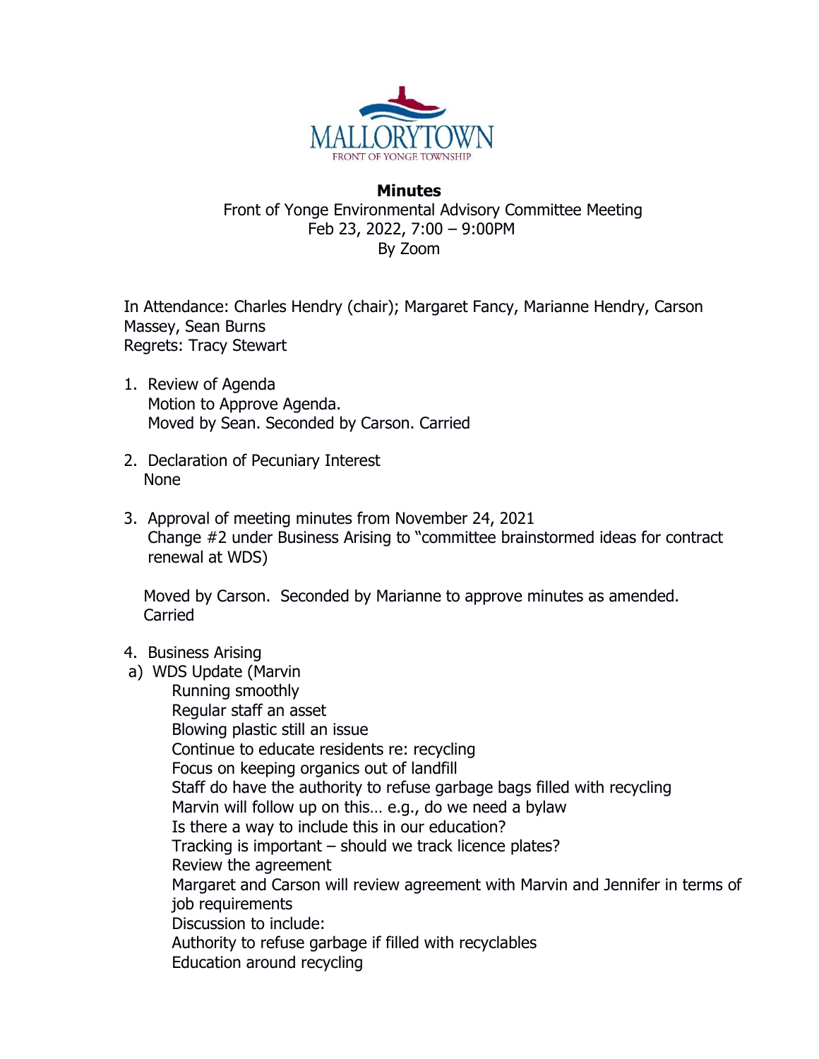MALLORYTOWN
FRONT OF YONGE TOWNSHIP

**Minutes**
Front of Yonge Environmental Advisory Committee Meeting
Feb 23, 2022, 7:00 – 9:00PM
By Zoom

In Attendance: Charles Hendry (chair); Margaret Fancy, Marianne Hendry, Carson Massey, Sean Burns
Regrets: Tracy Stewart

1. Review of Agenda
   Motion to Approve Agenda.
   Moved by Sean. Seconded by Carson. Carried

2. Declaration of Pecuniary Interest
   None

3. Approval of meeting minutes from November 24, 2021
   Change #2 under Business Arising to "committee brainstormed ideas for contract renewal at WDS)

   Moved by Carson. Seconded by Marianne to approve minutes as amended. Carried

4. Business Arising
   a) WDS Update (Marvin
      Running smoothly
      Regular staff an asset
      Blowing plastic still an issue
      Continue to educate residents re: recycling
      Focus on keeping organics out of landfill
      Staff do have the authority to refuse garbage bags filled with recycling
      Marvin will follow up on this… e.g., do we need a bylaw
      Is there a way to include this in our education?
      Tracking is important – should we track licence plates?
      Review the agreement
      Margaret and Carson will review agreement with Marvin and Jennifer in terms of job requirements
      Discussion to include:
      Authority to refuse garbage if filled with recyclables
      Education around recycling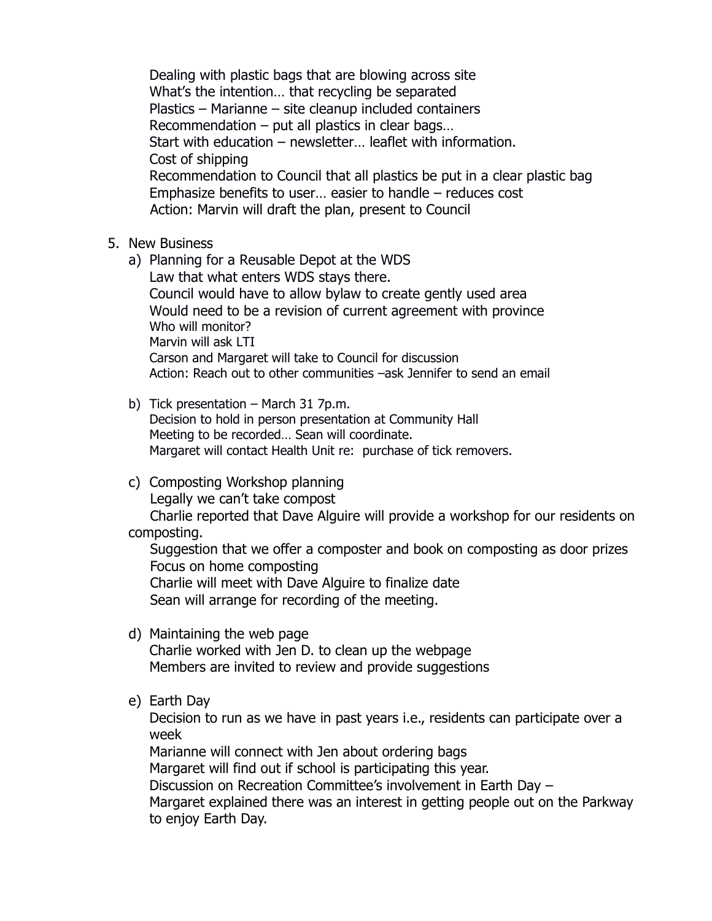Dealing with plastic bags that are blowing across site
What's the intention… that recycling be separated
Plastics – Marianne – site cleanup included containers
Recommendation – put all plastics in clear bags…
Start with education – newsletter… leaflet with information.
Cost of shipping
Recommendation to Council that all plastics be put in a clear plastic bag
Emphasize benefits to user… easier to handle – reduces cost
Action: Marvin will draft the plan, present to Council

5. New Business
    a) Planning for a Reusable Depot at the WDS
       Law that what enters WDS stays there.
       Council would have to allow bylaw to create gently used area
       Would need to be a revision of current agreement with province
       Who will monitor?
       Marvin will ask LTI
       Carson and Margaret will take to Council for discussion
       Action: Reach out to other communities –ask Jennifer to send an email

    b) Tick presentation – March 31 7p.m.
       Decision to hold in person presentation at Community Hall
       Meeting to be recorded… Sean will coordinate.
       Margaret will contact Health Unit re: purchase of tick removers.

    c) Composting Workshop planning
       Legally we can't take compost
       Charlie reported that Dave Alguire will provide a workshop for our residents on composting.
       Suggestion that we offer a composter and book on composting as door prizes
       Focus on home composting
       Charlie will meet with Dave Alguire to finalize date
       Sean will arrange for recording of the meeting.

    d) Maintaining the web page
       Charlie worked with Jen D. to clean up the webpage
       Members are invited to review and provide suggestions

    e) Earth Day
       Decision to run as we have in past years i.e., residents can participate over a week
       Marianne will connect with Jen about ordering bags
       Margaret will find out if school is participating this year.
       Discussion on Recreation Committee's involvement in Earth Day –
       Margaret explained there was an interest in getting people out on the Parkway to enjoy Earth Day.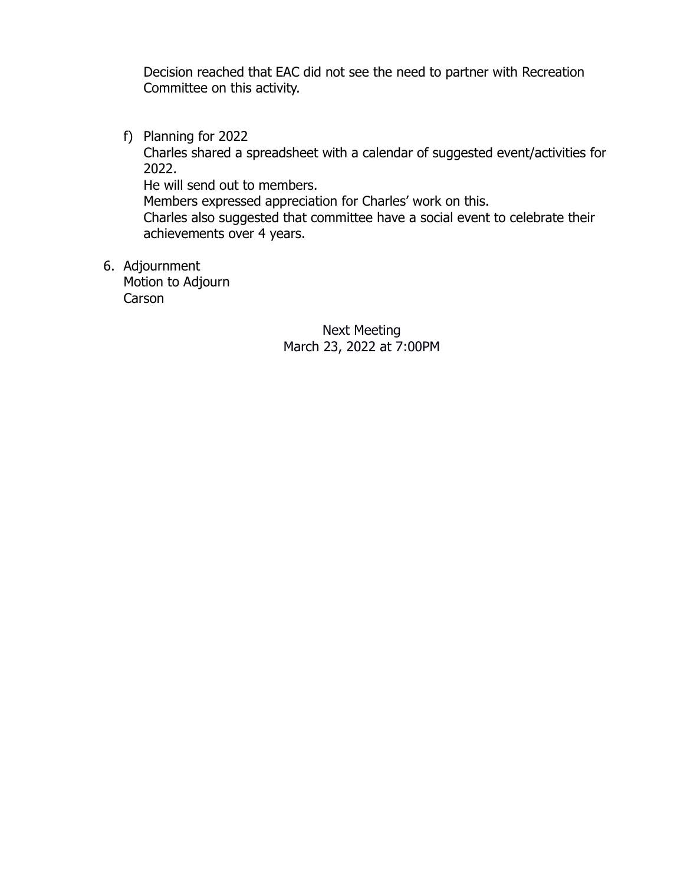Decision reached that EAC did not see the need to partner with Recreation Committee on this activity.

f) Planning for 2022
   Charles shared a spreadsheet with a calendar of suggested event/activities for 2022.
   He will send out to members.
   Members expressed appreciation for Charles' work on this.
   Charles also suggested that committee have a social event to celebrate their achievements over 4 years.

6. Adjournment
   Motion to Adjourn
   Carson

Next Meeting
March 23, 2022 at 7:00PM